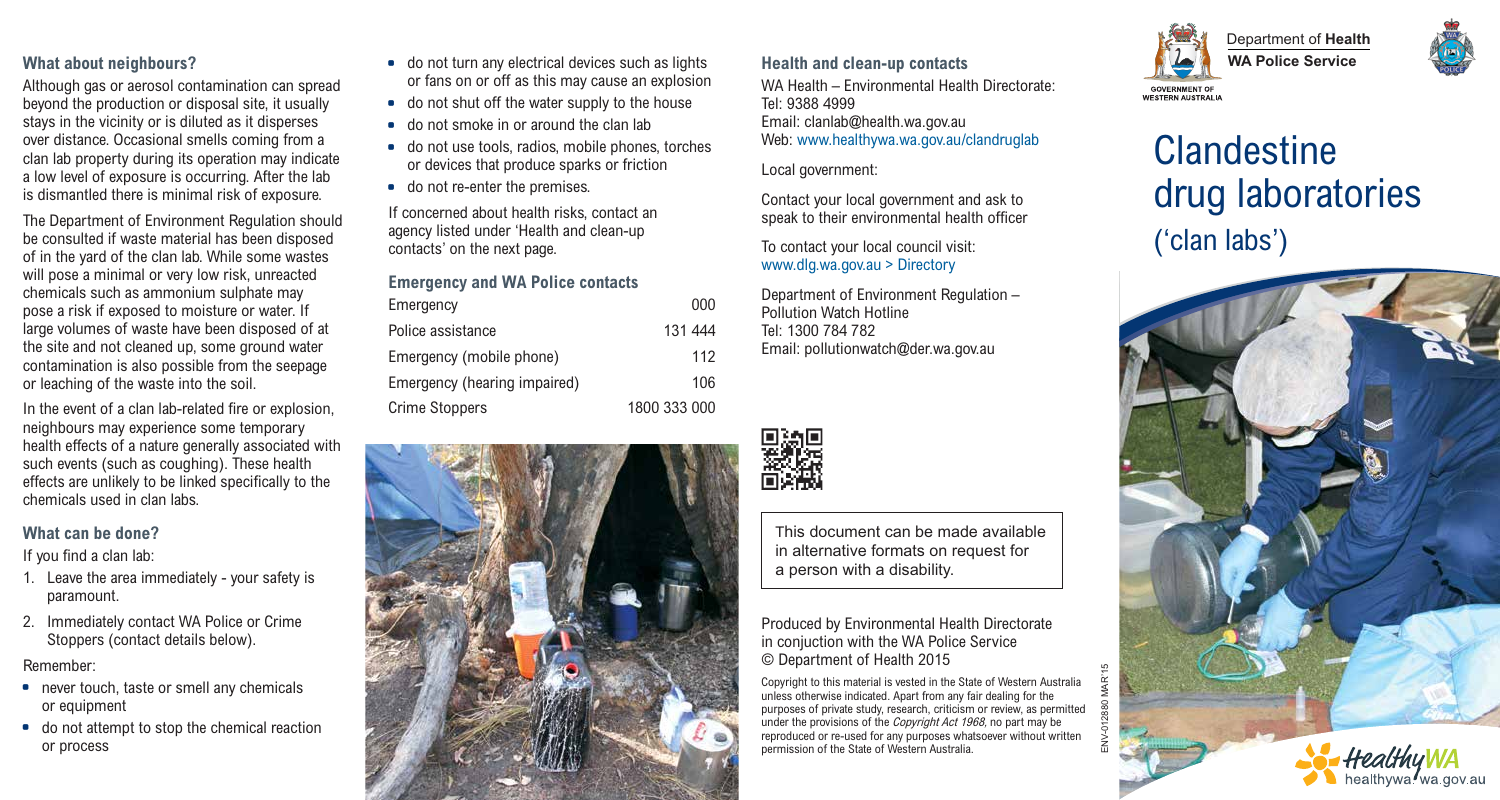### What about neighbours?

Although gas or aerosol contamination can spread beyond the production or disposal site, it usually stays in the vicinity or is diluted as it disperses over distance. Occasional smells coming from a clan lab property during its operation may indicate a low level of exposure is occurring. After the lab is dismantled there is minimal risk of exposure.

The Department of Environment Regulation should be consulted if waste material has been disposed of in the yard of the clan lab. While some wastes will pose a minimal or very low risk, unreacted chemicals such as ammonium sulphate may pose a risk if exposed to moisture or water. If large volumes of waste have been disposed of at the site and not cleaned up, some ground water contamination is also possible from the seepage or leaching of the waste into the soil.

In the event of a clan lab-related fire or explosion, neighbours may experience some temporary health effects of a nature generally associated with such events (such as coughing). These health effects are unlikely to be linked specifically to the chemicals used in clan labs.

### What can be done?

If you find a clan lab:

1. Leave the area immediately - your safety is paramount.
2. Immediately contact WA Police or Crime Stoppers (contact details below).

Remember:

- never touch, taste or smell any chemicals or equipment
- do not attempt to stop the chemical reaction or process
- do not turn any electrical devices such as lights or fans on or off as this may cause an explosion
- do not shut off the water supply to the house
- do not smoke in or around the clan lab
- do not use tools, radios, mobile phones, torches or devices that produce sparks or friction
- do not re-enter the premises.

If concerned about health risks, contact an agency listed under 'Health and clean-up contacts' on the next page.

### Emergency and WA Police contacts

| | |
|---|---|
| Emergency | 000 |
| Police assistance | 131 444 |
| Emergency (mobile phone) | 112 |
| Emergency (hearing impaired) | 106 |
| Crime Stoppers | 1800 333 000 |

### Health and clean-up contacts

WA Health – Environmental Health Directorate:
Tel: 9388 4999
Email: clanlab@health.wa.gov.au
Web: www.healthywa.wa.gov.au/clandruglab

Local government:

Contact your local government and ask to speak to their environmental health officer

To contact your local council visit:
www.dlg.wa.gov.au > Directory

Department of Environment Regulation – Pollution Watch Hotline
Tel: 1300 784 782
Email: pollutionwatch@der.wa.gov.au

This document can be made available in alternative formats on request for a person with a disability.

Produced by Environmental Health Directorate in conjuction with the WA Police Service
© Department of Health 2015

Copyright to this material is vested in the State of Western Australia unless otherwise indicated. Apart from any fair dealing for the purposes of private study, research, criticism or review, as permitted under the provisions of the *Copyright Act 1968*, no part may be reproduced or re-used for any purposes whatsoever without written permission of the State of Western Australia.

ENV-012880 MAR'15

Department of **Health**
**WA Police Service**

# Clandestine drug laboratories ('clan labs')

healthywa.wa.gov.au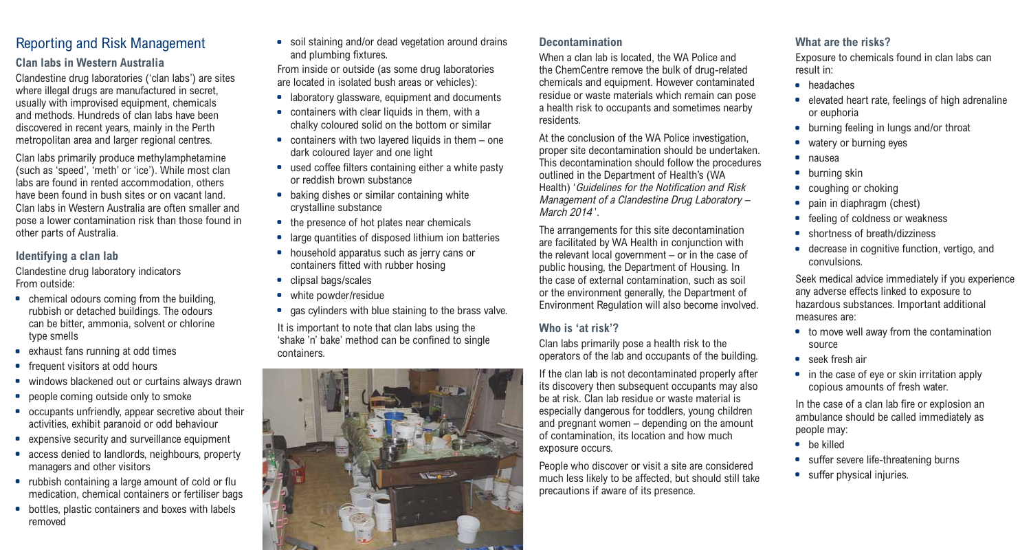## Reporting and Risk Management

### Clan labs in Western Australia

Clandestine drug laboratories ('clan labs') are sites where illegal drugs are manufactured in secret, usually with improvised equipment, chemicals and methods. Hundreds of clan labs have been discovered in recent years, mainly in the Perth metropolitan area and larger regional centres.

Clan labs primarily produce methylamphetamine (such as 'speed', 'meth' or 'ice'). While most clan labs are found in rented accommodation, others have been found in bush sites or on vacant land. Clan labs in Western Australia are often smaller and pose a lower contamination risk than those found in other parts of Australia.

### Identifying a clan lab

Clandestine drug laboratory indicators
From outside:

- chemical odours coming from the building, rubbish or detached buildings. The odours can be bitter, ammonia, solvent or chlorine type smells
- exhaust fans running at odd times
- frequent visitors at odd hours
- windows blackened out or curtains always drawn
- people coming outside only to smoke
- occupants unfriendly, appear secretive about their activities, exhibit paranoid or odd behaviour
- expensive security and surveillance equipment
- access denied to landlords, neighbours, property managers and other visitors
- rubbish containing a large amount of cold or flu medication, chemical containers or fertiliser bags
- bottles, plastic containers and boxes with labels removed
- soil staining and/or dead vegetation around drains and plumbing fixtures.

From inside or outside (as some drug laboratories are located in isolated bush areas or vehicles):

- laboratory glassware, equipment and documents
- containers with clear liquids in them, with a chalky coloured solid on the bottom or similar
- containers with two layered liquids in them – one dark coloured layer and one light
- used coffee filters containing either a white pasty or reddish brown substance
- baking dishes or similar containing white crystalline substance
- the presence of hot plates near chemicals
- large quantities of disposed lithium ion batteries
- household apparatus such as jerry cans or containers fitted with rubber hosing
- clipsal bags/scales
- white powder/residue
- gas cylinders with blue staining to the brass valve.

It is important to note that clan labs using the 'shake 'n' bake' method can be confined to single containers.

### Decontamination

When a clan lab is located, the WA Police and the ChemCentre remove the bulk of drug-related chemicals and equipment. However contaminated residue or waste materials which remain can pose a health risk to occupants and sometimes nearby residents.

At the conclusion of the WA Police investigation, proper site decontamination should be undertaken. This decontamination should follow the procedures outlined in the Department of Health's (WA Health) '*Guidelines for the Notification and Risk Management of a Clandestine Drug Laboratory – March 2014*'.

The arrangements for this site decontamination are facilitated by WA Health in conjunction with the relevant local government – or in the case of public housing, the Department of Housing. In the case of external contamination, such as soil or the environment generally, the Department of Environment Regulation will also become involved.

### Who is 'at risk'?

Clan labs primarily pose a health risk to the operators of the lab and occupants of the building.

If the clan lab is not decontaminated properly after its discovery then subsequent occupants may also be at risk. Clan lab residue or waste material is especially dangerous for toddlers, young children and pregnant women – depending on the amount of contamination, its location and how much exposure occurs.

People who discover or visit a site are considered much less likely to be affected, but should still take precautions if aware of its presence.

### What are the risks?

Exposure to chemicals found in clan labs can result in:

- headaches
- elevated heart rate, feelings of high adrenaline or euphoria
- burning feeling in lungs and/or throat
- watery or burning eyes
- nausea
- burning skin
- coughing or choking
- pain in diaphragm (chest)
- feeling of coldness or weakness
- shortness of breath/dizziness
- decrease in cognitive function, vertigo, and convulsions.

Seek medical advice immediately if you experience any adverse effects linked to exposure to hazardous substances. Important additional measures are:

- to move well away from the contamination source
- seek fresh air
- in the case of eye or skin irritation apply copious amounts of fresh water.

In the case of a clan lab fire or explosion an ambulance should be called immediately as people may:

- be killed
- suffer severe life-threatening burns
- suffer physical injuries.